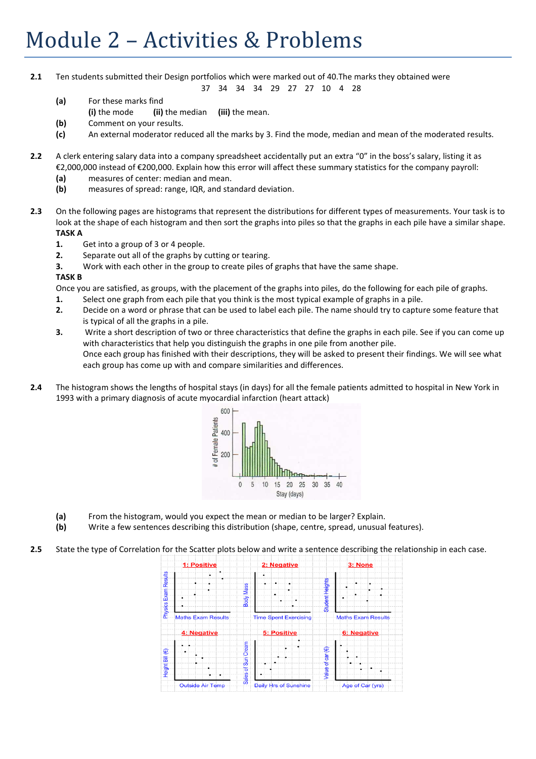# Module 2 – Activities & Problems

**2.1** Ten students submitted their Design portfolios which were marked out of 40.The marks they obtained were

37 34 34 34 29 27 27 10 4 28

**(a)** For these marks find

**(i)** the mode **(ii)** the median **(iii)** the mean.

**(b)** Comment on your results.

**(c)** An external moderator reduced all the marks by 3. Find the mode, median and mean of the moderated results.

**2.2** A clerk entering salary data into a company spreadsheet accidentally put an extra "0" in the boss's salary, listing it as €2,000,000 instead of €200,000. Explain how this error will affect these summary statistics for the company payroll:

**(a)** measures of center: median and mean.

**(b)** measures of spread: range, IQR, and standard deviation.

**2.3** On the following pages are histograms that represent the distributions for different types of measurements. Your task is to look at the shape of each histogram and then sort the graphs into piles so that the graphs in each pile have a similar shape.

**TASK A**

1. Get into a group of 3 or 4 people.
2. Separate out all of the graphs by cutting or tearing.
3. Work with each other in the group to create piles of graphs that have the same shape.

**TASK B**

Once you are satisfied, as groups, with the placement of the graphs into piles, do the following for each pile of graphs.

1. Select one graph from each pile that you think is the most typical example of graphs in a pile.
2. Decide on a word or phrase that can be used to label each pile. The name should try to capture some feature that is typical of all the graphs in a pile.
3. Write a short description of two or three characteristics that define the graphs in each pile. See if you can come up with characteristics that help you distinguish the graphs in one pile from another pile.
   Once each group has finished with their descriptions, they will be asked to present their findings. We will see what each group has come up with and compare similarities and differences.

**2.4** The histogram shows the lengths of hospital stays (in days) for all the female patients admitted to hospital in New York in 1993 with a primary diagnosis of acute myocardial infarction (heart attack)

# of Female Patients
600
400
200
0 5 10 15 20 25 30 35 40
Stay (days)

**(a)** From the histogram, would you expect the mean or median to be larger? Explain.

**(b)** Write a few sentences describing this distribution (shape, centre, spread, unusual features).

**2.5** State the type of Correlation for the Scatter plots below and write a sentence describing the relationship in each case.

1: Positive
Physics Exam Results
Maths Exam Results

2: Negative
Body Mass
Time Spent Exercising

3: None
Student Heights
Maths Exam Results

4: Negative
Heating Bill (€)
Outside Air Temp

5: Positive
Sales of Sun Cream
Daily Hrs of Sunshine

6: Negative
Value of car (€)
Age of Car (yrs)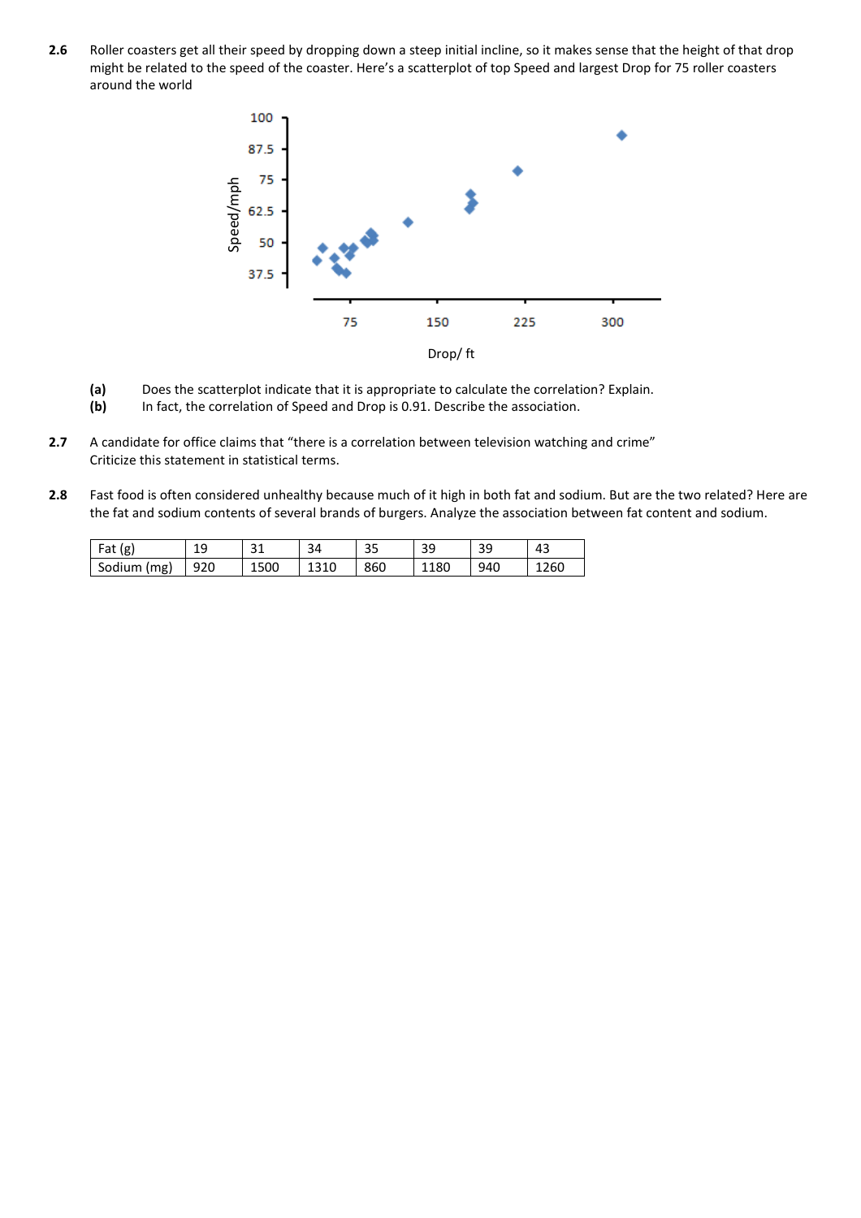**2.6** Roller coasters get all their speed by dropping down a steep initial incline, so it makes sense that the height of that drop might be related to the speed of the coaster. Here's a scatterplot of top Speed and largest Drop for 75 roller coasters around the world

Speed/mph

100
87.5
75
62.5
50
37.5

75 150 225 300

Drop/ ft

**(a)** Does the scatterplot indicate that it is appropriate to calculate the correlation? Explain.

**(b)** In fact, the correlation of Speed and Drop is 0.91. Describe the association.

**2.7** A candidate for office claims that "there is a correlation between television watching and crime" Criticize this statement in statistical terms.

**2.8** Fast food is often considered unhealthy because much of it high in both fat and sodium. But are the two related? Here are the fat and sodium contents of several brands of burgers. Analyze the association between fat content and sodium.

| | | | | | | | |
|---|---|---|---|---|---|---|---|
| Fat (g) | 19 | 31 | 34 | 35 | 39 | 39 | 43 |
| Sodium (mg) | 920 | 1500 | 1310 | 860 | 1180 | 940 | 1260 |